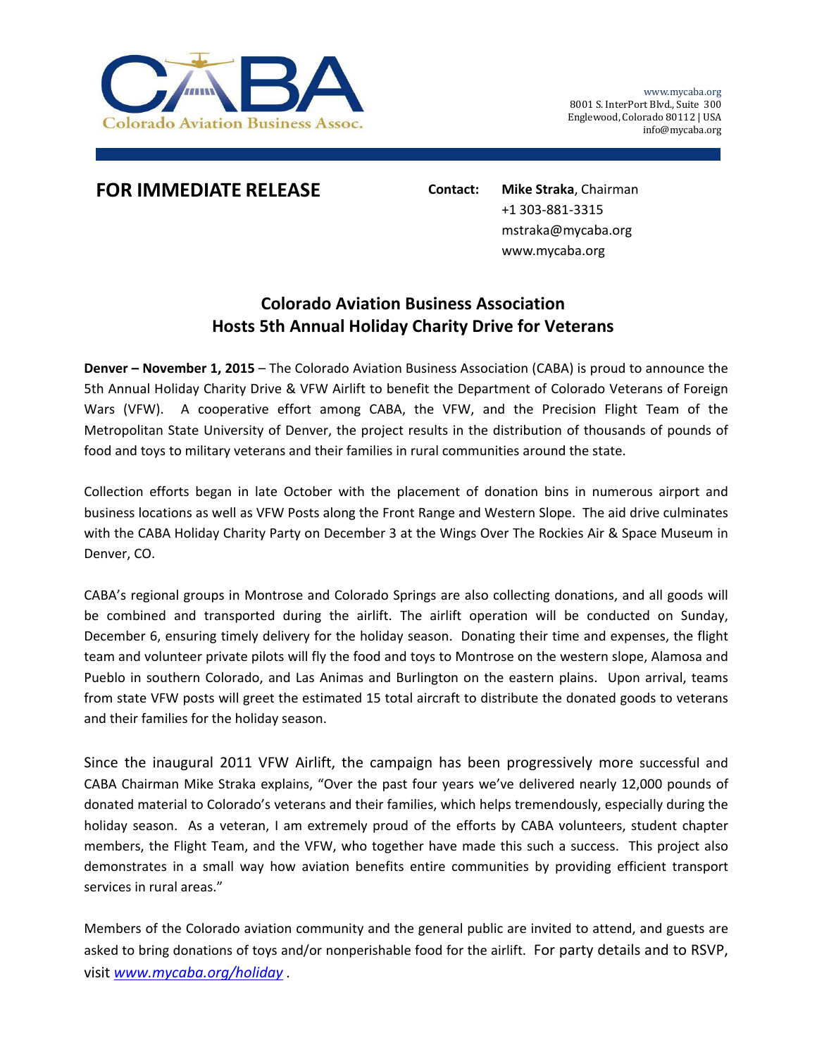Colorado Aviation Business Assoc.

www.mycaba.org
8001 S. InterPort Blvd., Suite 300
Englewood, Colorado 80112 | USA
info@mycaba.org

**FOR IMMEDIATE RELEASE**

**Contact:** **Mike Straka**, Chairman
+1 303-881-3315
mstraka@mycaba.org
www.mycaba.org

## Colorado Aviation Business Association Hosts 5th Annual Holiday Charity Drive for Veterans

**Denver – November 1, 2015** – The Colorado Aviation Business Association (CABA) is proud to announce the 5th Annual Holiday Charity Drive & VFW Airlift to benefit the Department of Colorado Veterans of Foreign Wars (VFW). A cooperative effort among CABA, the VFW, and the Precision Flight Team of the Metropolitan State University of Denver, the project results in the distribution of thousands of pounds of food and toys to military veterans and their families in rural communities around the state.

Collection efforts began in late October with the placement of donation bins in numerous airport and business locations as well as VFW Posts along the Front Range and Western Slope. The aid drive culminates with the CABA Holiday Charity Party on December 3 at the Wings Over The Rockies Air & Space Museum in Denver, CO.

CABA's regional groups in Montrose and Colorado Springs are also collecting donations, and all goods will be combined and transported during the airlift. The airlift operation will be conducted on Sunday, December 6, ensuring timely delivery for the holiday season. Donating their time and expenses, the flight team and volunteer private pilots will fly the food and toys to Montrose on the western slope, Alamosa and Pueblo in southern Colorado, and Las Animas and Burlington on the eastern plains. Upon arrival, teams from state VFW posts will greet the estimated 15 total aircraft to distribute the donated goods to veterans and their families for the holiday season.

Since the inaugural 2011 VFW Airlift, the campaign has been progressively more successful and CABA Chairman Mike Straka explains, "Over the past four years we've delivered nearly 12,000 pounds of donated material to Colorado's veterans and their families, which helps tremendously, especially during the holiday season. As a veteran, I am extremely proud of the efforts by CABA volunteers, student chapter members, the Flight Team, and the VFW, who together have made this such a success. This project also demonstrates in a small way how aviation benefits entire communities by providing efficient transport services in rural areas."

Members of the Colorado aviation community and the general public are invited to attend, and guests are asked to bring donations of toys and/or nonperishable food for the airlift. For party details and to RSVP, visit *www.mycaba.org/holiday* .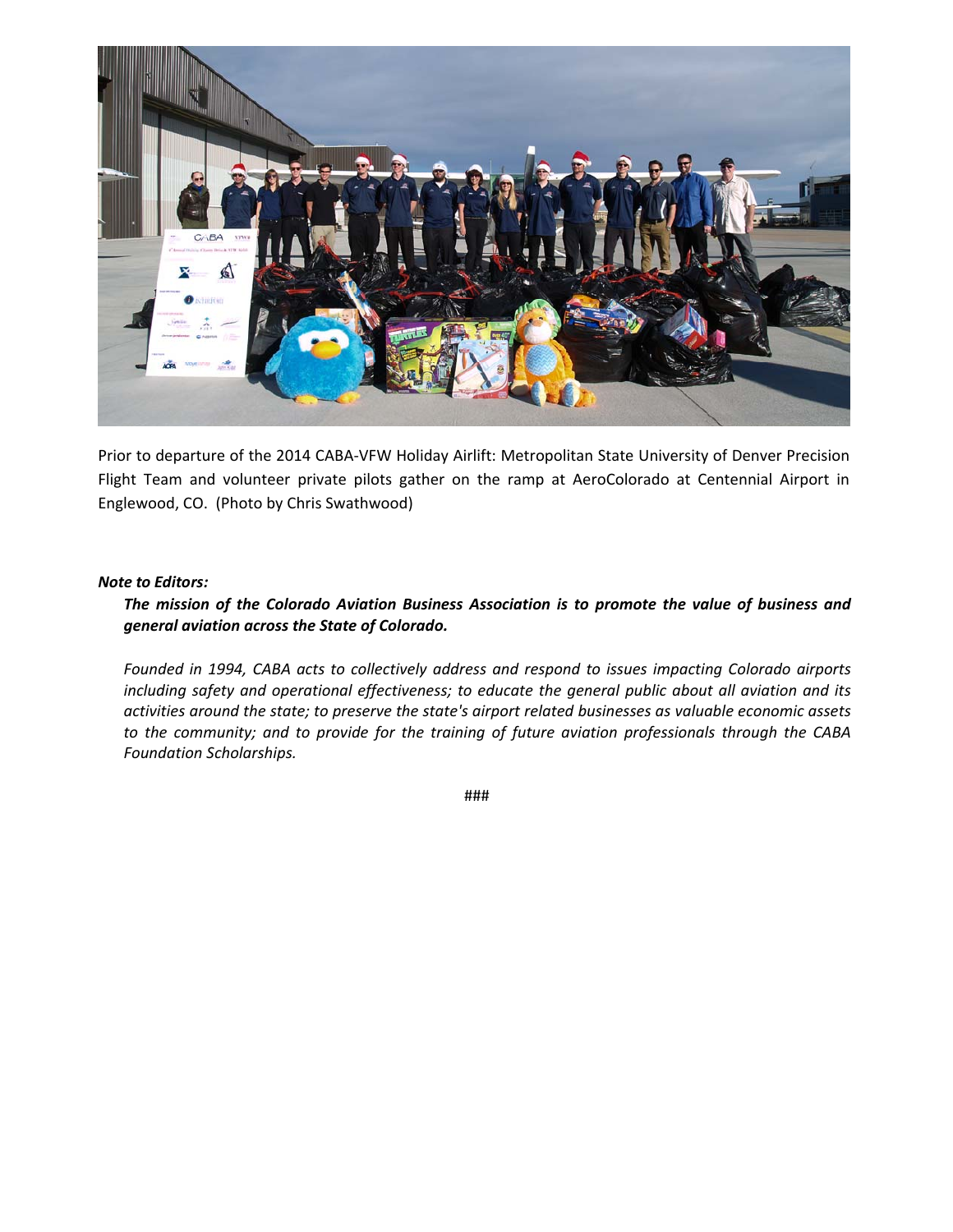Prior to departure of the 2014 CABA-VFW Holiday Airlift: Metropolitan State University of Denver Precision Flight Team and volunteer private pilots gather on the ramp at AeroColorado at Centennial Airport in Englewood, CO. (Photo by Chris Swathwood)

***Note to Editors:***

***The mission of the Colorado Aviation Business Association is to promote the value of business and general aviation across the State of Colorado.***

*Founded in 1994, CABA acts to collectively address and respond to issues impacting Colorado airports including safety and operational effectiveness; to educate the general public about all aviation and its activities around the state; to preserve the state's airport related businesses as valuable economic assets to the community; and to provide for the training of future aviation professionals through the CABA Foundation Scholarships.*

###